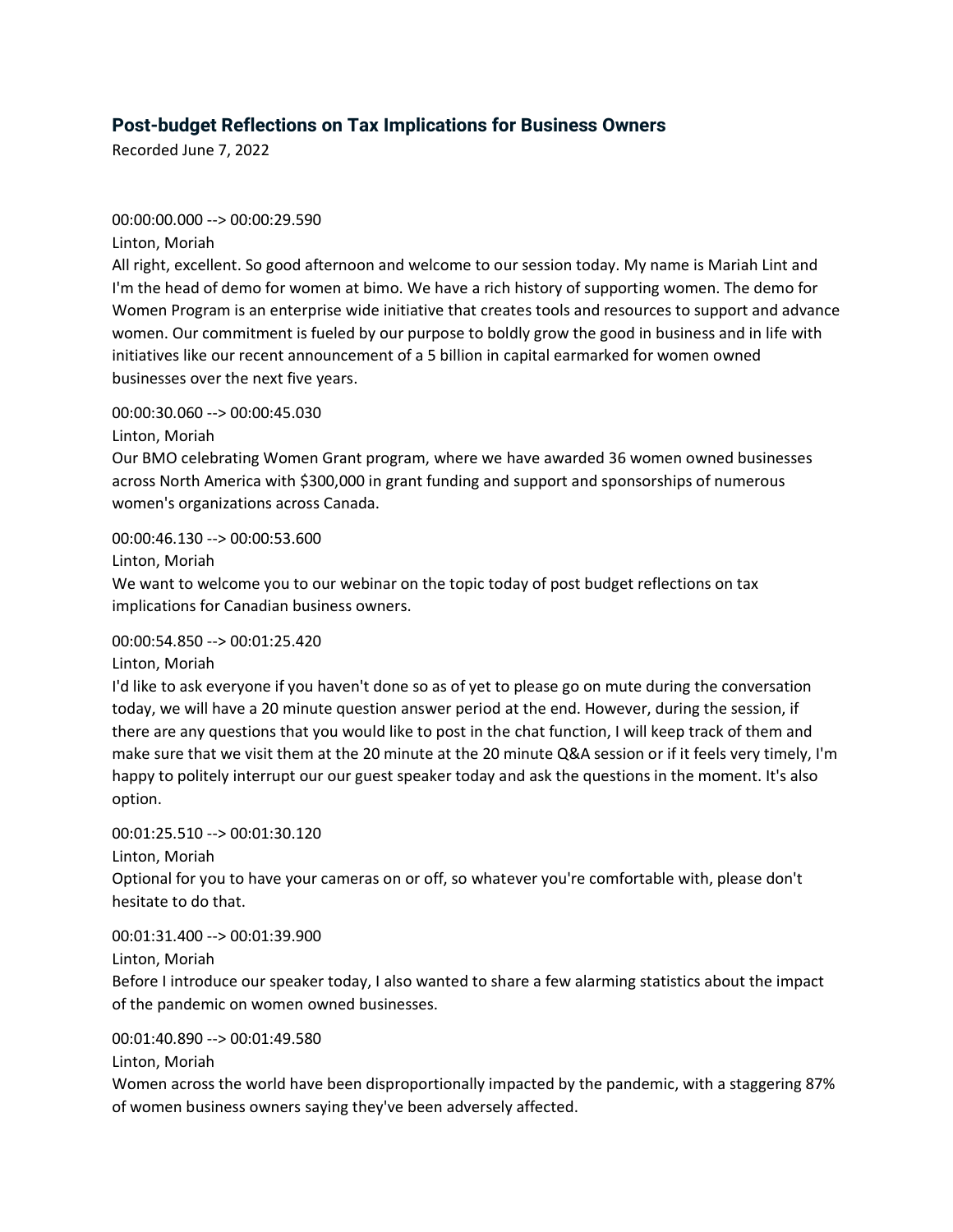## Post-budget Reflections on Tax Implications for Business Owners

Recorded June 7, 2022

00:00:00.000 --> 00:00:29.590

Linton, Moriah

All right, excellent. So good afternoon and welcome to our session today. My name is Mariah Lint and I'm the head of demo for women at bimo. We have a rich history of supporting women. The demo for Women Program is an enterprise wide initiative that creates tools and resources to support and advance women. Our commitment is fueled by our purpose to boldly grow the good in business and in life with initiatives like our recent announcement of a 5 billion in capital earmarked for women owned businesses over the next five years.

00:00:30.060 --> 00:00:45.030

Linton, Moriah

Our BMO celebrating Women Grant program, where we have awarded 36 women owned businesses across North America with $300,000 in grant funding and support and sponsorships of numerous women's organizations across Canada.

00:00:46.130 --> 00:00:53.600

Linton, Moriah

We want to welcome you to our webinar on the topic today of post budget reflections on tax implications for Canadian business owners.

00:00:54.850 --> 00:01:25.420

Linton, Moriah

I'd like to ask everyone if you haven't done so as of yet to please go on mute during the conversation today, we will have a 20 minute question answer period at the end. However, during the session, if there are any questions that you would like to post in the chat function, I will keep track of them and make sure that we visit them at the 20 minute at the 20 minute Q&A session or if it feels very timely, I'm happy to politely interrupt our our guest speaker today and ask the questions in the moment. It's also option.

00:01:25.510 --> 00:01:30.120

Linton, Moriah

Optional for you to have your cameras on or off, so whatever you're comfortable with, please don't hesitate to do that.

00:01:31.400 --> 00:01:39.900

Linton, Moriah

Before I introduce our speaker today, I also wanted to share a few alarming statistics about the impact of the pandemic on women owned businesses.

00:01:40.890 --> 00:01:49.580

Linton, Moriah

Women across the world have been disproportionally impacted by the pandemic, with a staggering 87% of women business owners saying they've been adversely affected.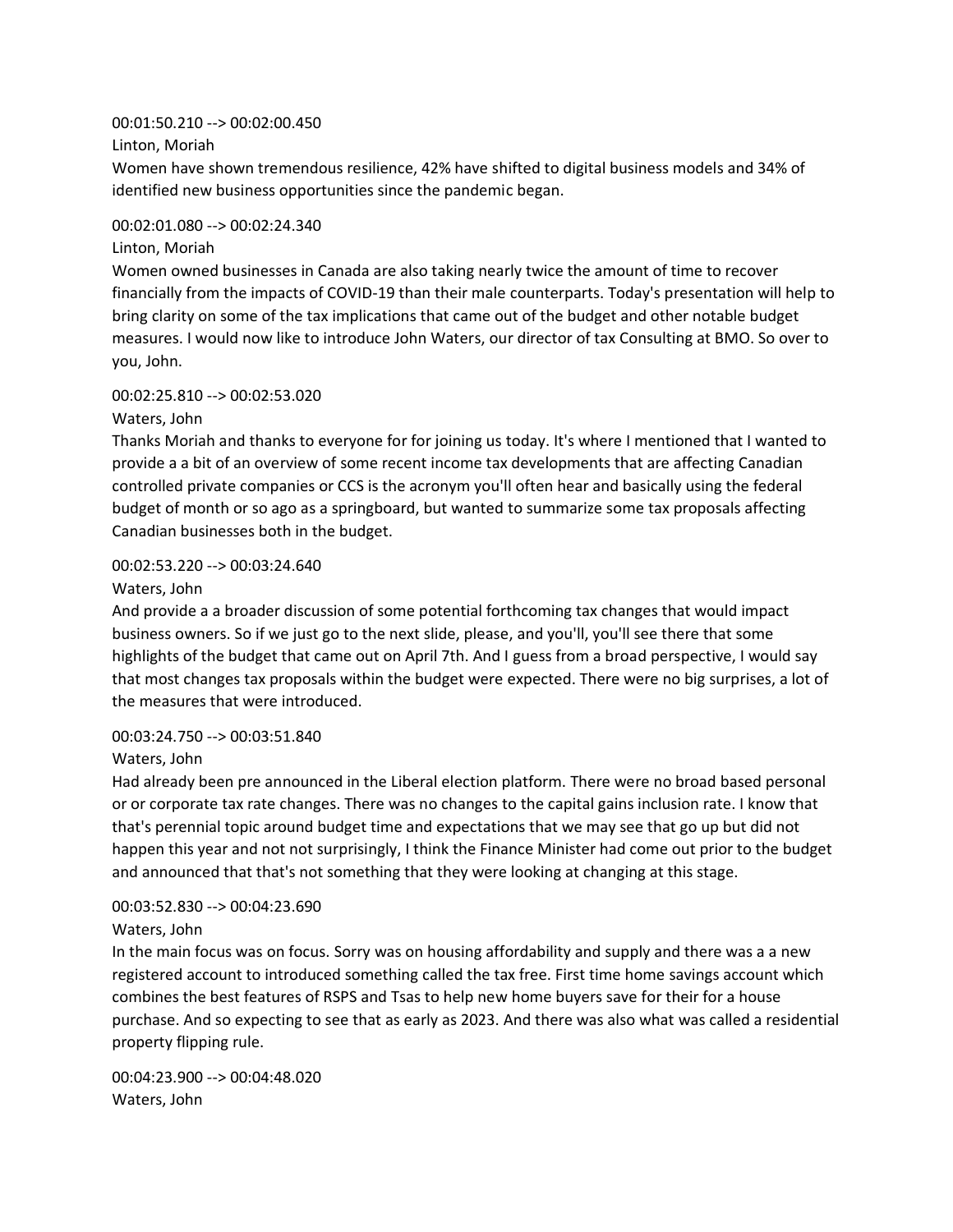00:01:50.210 --> 00:02:00.450
Linton, Moriah
Women have shown tremendous resilience, 42% have shifted to digital business models and 34% of identified new business opportunities since the pandemic began.

00:02:01.080 --> 00:02:24.340
Linton, Moriah
Women owned businesses in Canada are also taking nearly twice the amount of time to recover financially from the impacts of COVID-19 than their male counterparts. Today's presentation will help to bring clarity on some of the tax implications that came out of the budget and other notable budget measures. I would now like to introduce John Waters, our director of tax Consulting at BMO. So over to you, John.

00:02:25.810 --> 00:02:53.020
Waters, John
Thanks Moriah and thanks to everyone for for joining us today. It's where I mentioned that I wanted to provide a a bit of an overview of some recent income tax developments that are affecting Canadian controlled private companies or CCS is the acronym you'll often hear and basically using the federal budget of month or so ago as a springboard, but wanted to summarize some tax proposals affecting Canadian businesses both in the budget.

00:02:53.220 --> 00:03:24.640
Waters, John
And provide a a broader discussion of some potential forthcoming tax changes that would impact business owners. So if we just go to the next slide, please, and you'll, you'll see there that some highlights of the budget that came out on April 7th. And I guess from a broad perspective, I would say that most changes tax proposals within the budget were expected. There were no big surprises, a lot of the measures that were introduced.

00:03:24.750 --> 00:03:51.840
Waters, John
Had already been pre announced in the Liberal election platform. There were no broad based personal or or corporate tax rate changes. There was no changes to the capital gains inclusion rate. I know that that's perennial topic around budget time and expectations that we may see that go up but did not happen this year and not not surprisingly, I think the Finance Minister had come out prior to the budget and announced that that's not something that they were looking at changing at this stage.

00:03:52.830 --> 00:04:23.690
Waters, John
In the main focus was on focus. Sorry was on housing affordability and supply and there was a a new registered account to introduced something called the tax free. First time home savings account which combines the best features of RSPS and Tsas to help new home buyers save for their for a house purchase. And so expecting to see that as early as 2023. And there was also what was called a residential property flipping rule.

00:04:23.900 --> 00:04:48.020
Waters, John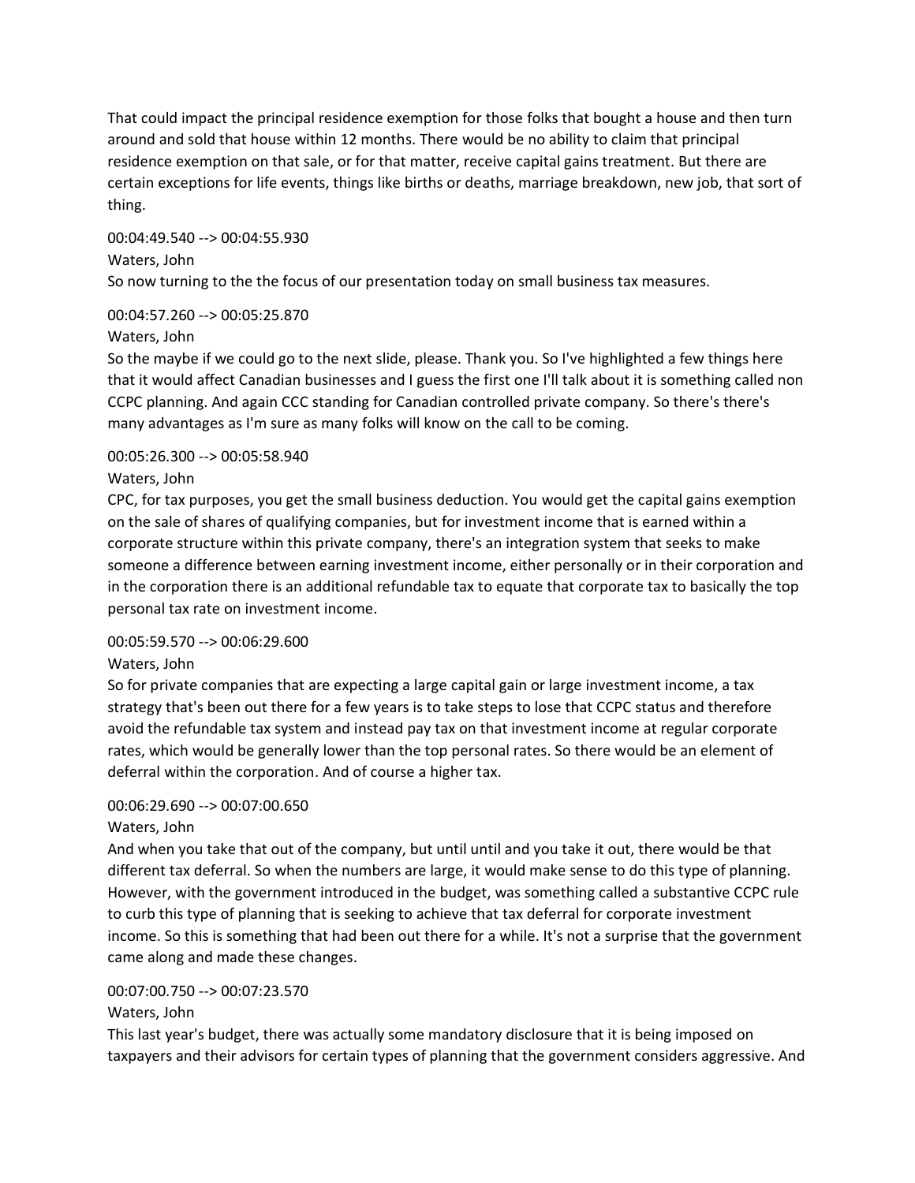That could impact the principal residence exemption for those folks that bought a house and then turn around and sold that house within 12 months. There would be no ability to claim that principal residence exemption on that sale, or for that matter, receive capital gains treatment. But there are certain exceptions for life events, things like births or deaths, marriage breakdown, new job, that sort of thing.

00:04:49.540 --> 00:04:55.930
Waters, John
So now turning to the the focus of our presentation today on small business tax measures.

00:04:57.260 --> 00:05:25.870
Waters, John
So the maybe if we could go to the next slide, please. Thank you. So I've highlighted a few things here that it would affect Canadian businesses and I guess the first one I'll talk about it is something called non CCPC planning. And again CCC standing for Canadian controlled private company. So there's there's many advantages as I'm sure as many folks will know on the call to be coming.

00:05:26.300 --> 00:05:58.940
Waters, John
CPC, for tax purposes, you get the small business deduction. You would get the capital gains exemption on the sale of shares of qualifying companies, but for investment income that is earned within a corporate structure within this private company, there's an integration system that seeks to make someone a difference between earning investment income, either personally or in their corporation and in the corporation there is an additional refundable tax to equate that corporate tax to basically the top personal tax rate on investment income.

00:05:59.570 --> 00:06:29.600
Waters, John
So for private companies that are expecting a large capital gain or large investment income, a tax strategy that's been out there for a few years is to take steps to lose that CCPC status and therefore avoid the refundable tax system and instead pay tax on that investment income at regular corporate rates, which would be generally lower than the top personal rates. So there would be an element of deferral within the corporation. And of course a higher tax.

00:06:29.690 --> 00:07:00.650
Waters, John
And when you take that out of the company, but until until and you take it out, there would be that different tax deferral. So when the numbers are large, it would make sense to do this type of planning. However, with the government introduced in the budget, was something called a substantive CCPC rule to curb this type of planning that is seeking to achieve that tax deferral for corporate investment income. So this is something that had been out there for a while. It's not a surprise that the government came along and made these changes.

00:07:00.750 --> 00:07:23.570
Waters, John
This last year's budget, there was actually some mandatory disclosure that it is being imposed on taxpayers and their advisors for certain types of planning that the government considers aggressive. And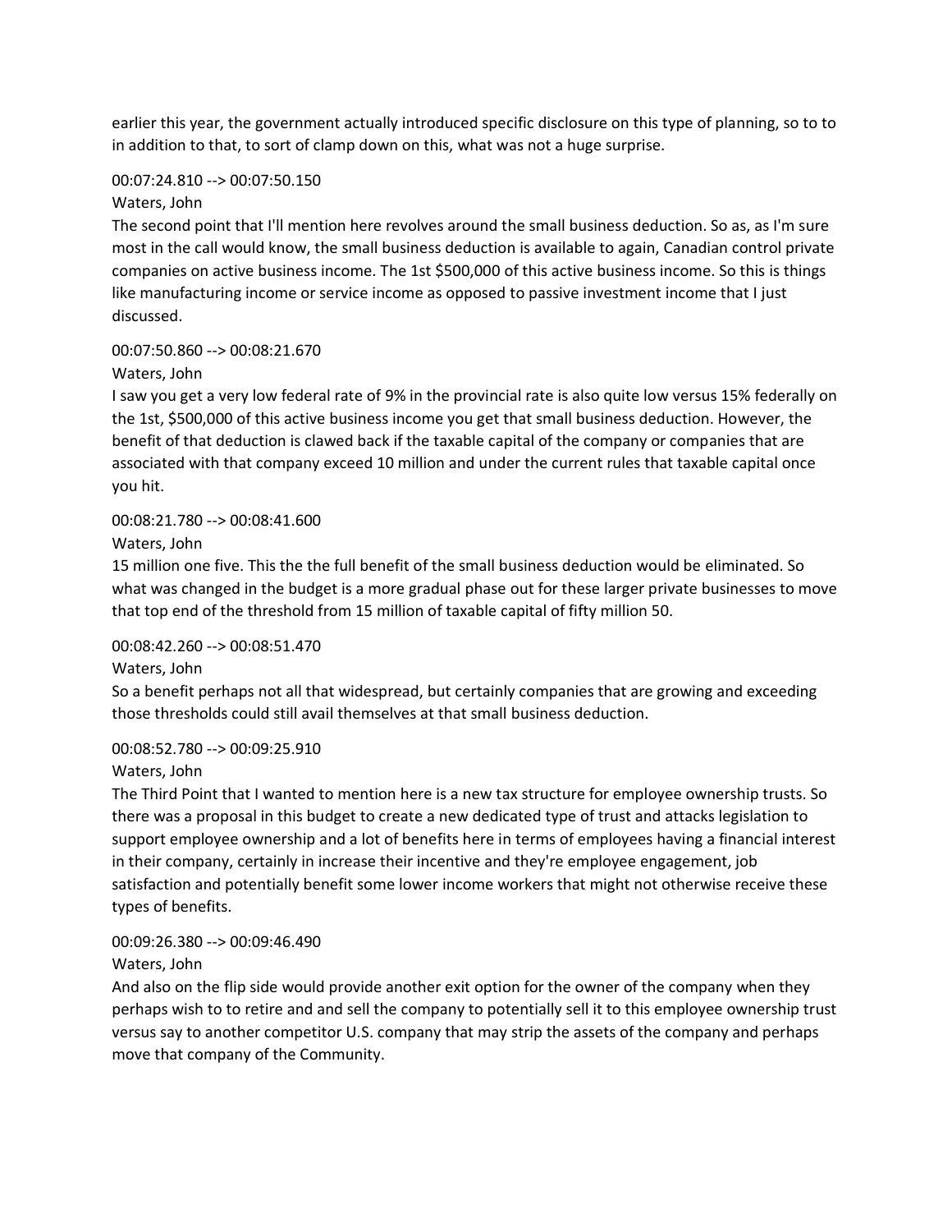earlier this year, the government actually introduced specific disclosure on this type of planning, so to to in addition to that, to sort of clamp down on this, what was not a huge surprise.

00:07:24.810 --> 00:07:50.150
Waters, John
The second point that I'll mention here revolves around the small business deduction. So as, as I'm sure most in the call would know, the small business deduction is available to again, Canadian control private companies on active business income. The 1st $500,000 of this active business income. So this is things like manufacturing income or service income as opposed to passive investment income that I just discussed.

00:07:50.860 --> 00:08:21.670
Waters, John
I saw you get a very low federal rate of 9% in the provincial rate is also quite low versus 15% federally on the 1st, $500,000 of this active business income you get that small business deduction. However, the benefit of that deduction is clawed back if the taxable capital of the company or companies that are associated with that company exceed 10 million and under the current rules that taxable capital once you hit.

00:08:21.780 --> 00:08:41.600
Waters, John
15 million one five. This the the full benefit of the small business deduction would be eliminated. So what was changed in the budget is a more gradual phase out for these larger private businesses to move that top end of the threshold from 15 million of taxable capital of fifty million 50.

00:08:42.260 --> 00:08:51.470
Waters, John
So a benefit perhaps not all that widespread, but certainly companies that are growing and exceeding those thresholds could still avail themselves at that small business deduction.

00:08:52.780 --> 00:09:25.910
Waters, John
The Third Point that I wanted to mention here is a new tax structure for employee ownership trusts. So there was a proposal in this budget to create a new dedicated type of trust and attacks legislation to support employee ownership and a lot of benefits here in terms of employees having a financial interest in their company, certainly in increase their incentive and they're employee engagement, job satisfaction and potentially benefit some lower income workers that might not otherwise receive these types of benefits.

00:09:26.380 --> 00:09:46.490
Waters, John
And also on the flip side would provide another exit option for the owner of the company when they perhaps wish to to retire and and sell the company to potentially sell it to this employee ownership trust versus say to another competitor U.S. company that may strip the assets of the company and perhaps move that company of the Community.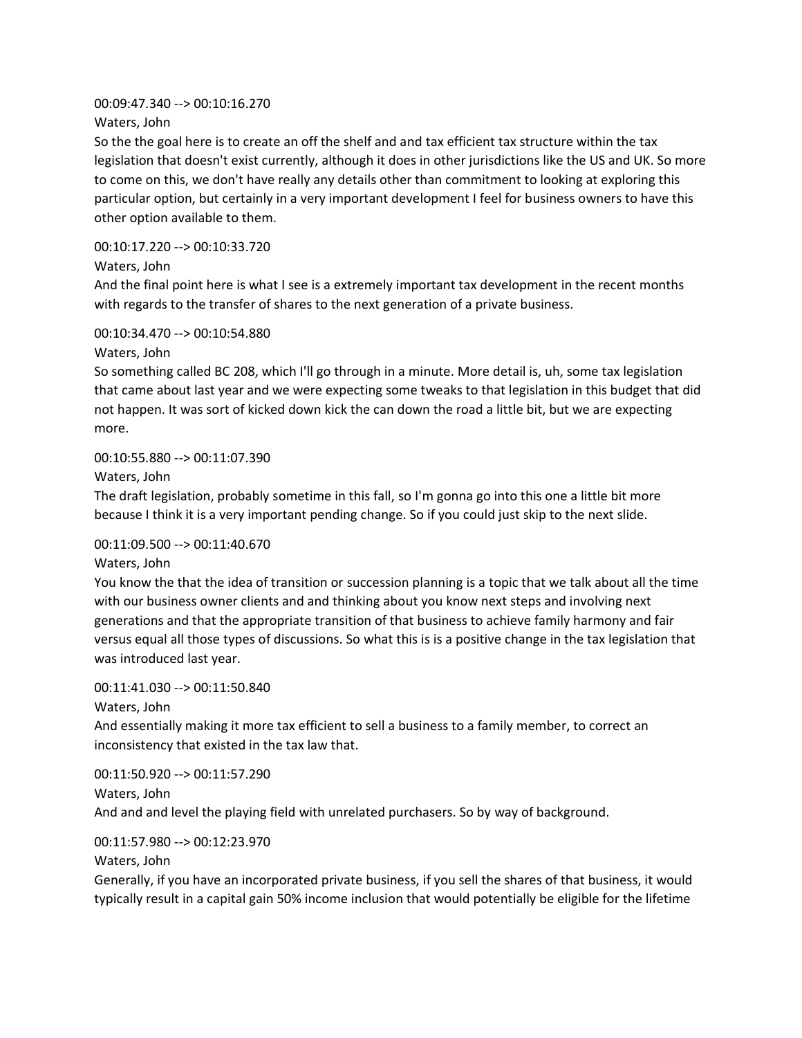00:09:47.340 --> 00:10:16.270

Waters, John

So the the goal here is to create an off the shelf and and tax efficient tax structure within the tax legislation that doesn't exist currently, although it does in other jurisdictions like the US and UK. So more to come on this, we don't have really any details other than commitment to looking at exploring this particular option, but certainly in a very important development I feel for business owners to have this other option available to them.

00:10:17.220 --> 00:10:33.720

Waters, John

And the final point here is what I see is a extremely important tax development in the recent months with regards to the transfer of shares to the next generation of a private business.

00:10:34.470 --> 00:10:54.880

Waters, John

So something called BC 208, which I'll go through in a minute. More detail is, uh, some tax legislation that came about last year and we were expecting some tweaks to that legislation in this budget that did not happen. It was sort of kicked down kick the can down the road a little bit, but we are expecting more.

00:10:55.880 --> 00:11:07.390

Waters, John

The draft legislation, probably sometime in this fall, so I'm gonna go into this one a little bit more because I think it is a very important pending change. So if you could just skip to the next slide.

00:11:09.500 --> 00:11:40.670

Waters, John

You know the that the idea of transition or succession planning is a topic that we talk about all the time with our business owner clients and and thinking about you know next steps and involving next generations and that the appropriate transition of that business to achieve family harmony and fair versus equal all those types of discussions. So what this is is a positive change in the tax legislation that was introduced last year.

00:11:41.030 --> 00:11:50.840

Waters, John

And essentially making it more tax efficient to sell a business to a family member, to correct an inconsistency that existed in the tax law that.

00:11:50.920 --> 00:11:57.290

Waters, John

And and and level the playing field with unrelated purchasers. So by way of background.

00:11:57.980 --> 00:12:23.970

Waters, John

Generally, if you have an incorporated private business, if you sell the shares of that business, it would typically result in a capital gain 50% income inclusion that would potentially be eligible for the lifetime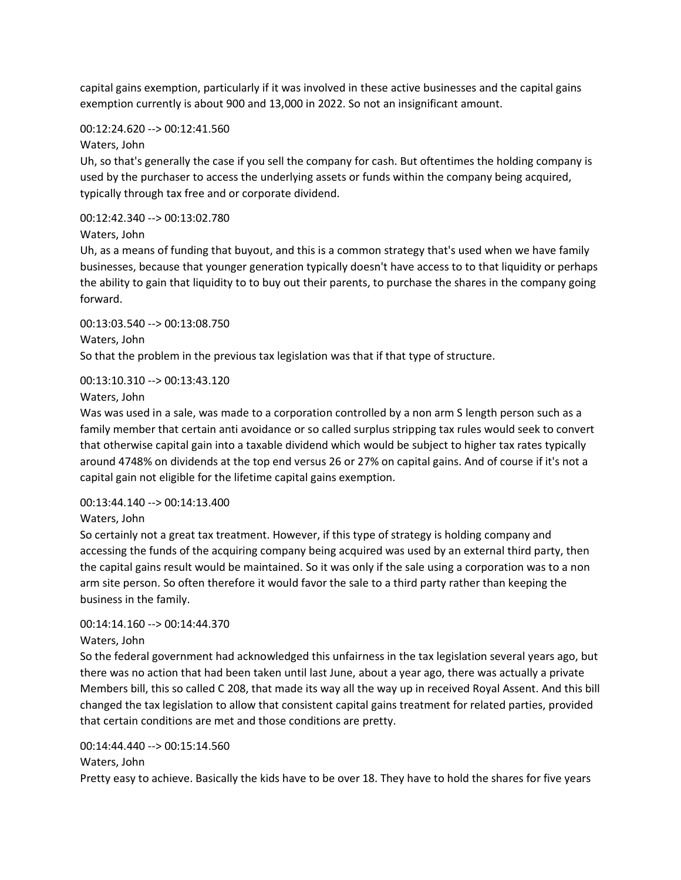capital gains exemption, particularly if it was involved in these active businesses and the capital gains exemption currently is about 900 and 13,000 in 2022. So not an insignificant amount.

00:12:24.620 --> 00:12:41.560
Waters, John
Uh, so that's generally the case if you sell the company for cash. But oftentimes the holding company is used by the purchaser to access the underlying assets or funds within the company being acquired, typically through tax free and or corporate dividend.

00:12:42.340 --> 00:13:02.780
Waters, John
Uh, as a means of funding that buyout, and this is a common strategy that's used when we have family businesses, because that younger generation typically doesn't have access to to that liquidity or perhaps the ability to gain that liquidity to to buy out their parents, to purchase the shares in the company going forward.

00:13:03.540 --> 00:13:08.750
Waters, John
So that the problem in the previous tax legislation was that if that type of structure.

00:13:10.310 --> 00:13:43.120
Waters, John
Was was used in a sale, was made to a corporation controlled by a non arm S length person such as a family member that certain anti avoidance or so called surplus stripping tax rules would seek to convert that otherwise capital gain into a taxable dividend which would be subject to higher tax rates typically around 4748% on dividends at the top end versus 26 or 27% on capital gains. And of course if it's not a capital gain not eligible for the lifetime capital gains exemption.

00:13:44.140 --> 00:14:13.400
Waters, John
So certainly not a great tax treatment. However, if this type of strategy is holding company and accessing the funds of the acquiring company being acquired was used by an external third party, then the capital gains result would be maintained. So it was only if the sale using a corporation was to a non arm site person. So often therefore it would favor the sale to a third party rather than keeping the business in the family.

00:14:14.160 --> 00:14:44.370
Waters, John
So the federal government had acknowledged this unfairness in the tax legislation several years ago, but there was no action that had been taken until last June, about a year ago, there was actually a private Members bill, this so called C 208, that made its way all the way up in received Royal Assent. And this bill changed the tax legislation to allow that consistent capital gains treatment for related parties, provided that certain conditions are met and those conditions are pretty.

00:14:44.440 --> 00:15:14.560
Waters, John
Pretty easy to achieve. Basically the kids have to be over 18. They have to hold the shares for five years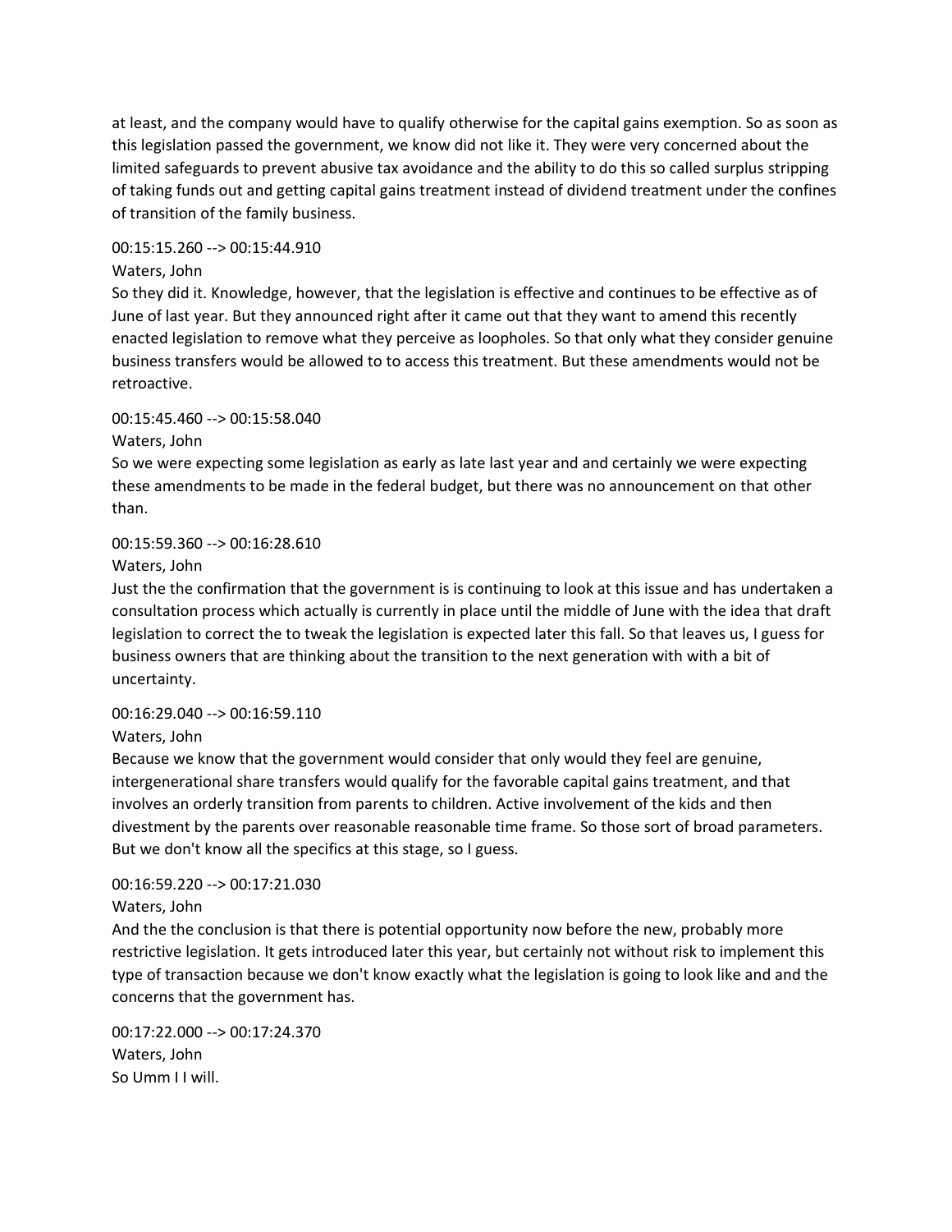at least, and the company would have to qualify otherwise for the capital gains exemption. So as soon as this legislation passed the government, we know did not like it. They were very concerned about the limited safeguards to prevent abusive tax avoidance and the ability to do this so called surplus stripping of taking funds out and getting capital gains treatment instead of dividend treatment under the confines of transition of the family business.

00:15:15.260 --> 00:15:44.910
Waters, John
So they did it. Knowledge, however, that the legislation is effective and continues to be effective as of June of last year. But they announced right after it came out that they want to amend this recently enacted legislation to remove what they perceive as loopholes. So that only what they consider genuine business transfers would be allowed to to access this treatment. But these amendments would not be retroactive.

00:15:45.460 --> 00:15:58.040
Waters, John
So we were expecting some legislation as early as late last year and and certainly we were expecting these amendments to be made in the federal budget, but there was no announcement on that other than.

00:15:59.360 --> 00:16:28.610
Waters, John
Just the the confirmation that the government is is continuing to look at this issue and has undertaken a consultation process which actually is currently in place until the middle of June with the idea that draft legislation to correct the to tweak the legislation is expected later this fall. So that leaves us, I guess for business owners that are thinking about the transition to the next generation with with a bit of uncertainty.

00:16:29.040 --> 00:16:59.110
Waters, John
Because we know that the government would consider that only would they feel are genuine, intergenerational share transfers would qualify for the favorable capital gains treatment, and that involves an orderly transition from parents to children. Active involvement of the kids and then divestment by the parents over reasonable reasonable time frame. So those sort of broad parameters. But we don't know all the specifics at this stage, so I guess.

00:16:59.220 --> 00:17:21.030
Waters, John
And the the conclusion is that there is potential opportunity now before the new, probably more restrictive legislation. It gets introduced later this year, but certainly not without risk to implement this type of transaction because we don't know exactly what the legislation is going to look like and and the concerns that the government has.

00:17:22.000 --> 00:17:24.370
Waters, John
So Umm I I will.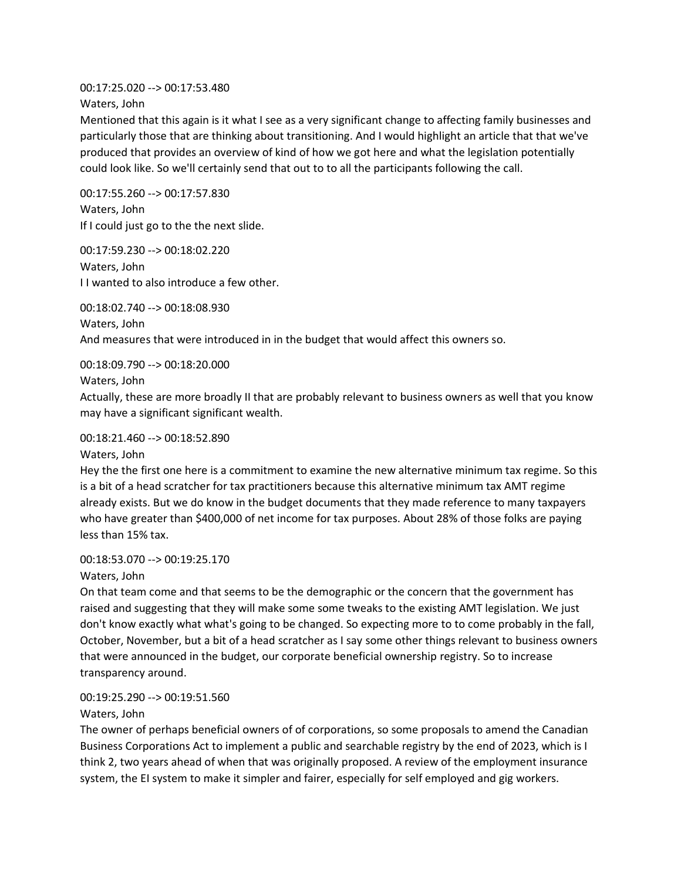00:17:25.020 --> 00:17:53.480
Waters, John
Mentioned that this again is it what I see as a very significant change to affecting family businesses and particularly those that are thinking about transitioning. And I would highlight an article that that we've produced that provides an overview of kind of how we got here and what the legislation potentially could look like. So we'll certainly send that out to to all the participants following the call.

00:17:55.260 --> 00:17:57.830
Waters, John
If I could just go to the the next slide.

00:17:59.230 --> 00:18:02.220
Waters, John
I I wanted to also introduce a few other.

00:18:02.740 --> 00:18:08.930
Waters, John
And measures that were introduced in in the budget that would affect this owners so.

00:18:09.790 --> 00:18:20.000
Waters, John
Actually, these are more broadly II that are probably relevant to business owners as well that you know may have a significant significant wealth.

00:18:21.460 --> 00:18:52.890
Waters, John
Hey the the first one here is a commitment to examine the new alternative minimum tax regime. So this is a bit of a head scratcher for tax practitioners because this alternative minimum tax AMT regime already exists. But we do know in the budget documents that they made reference to many taxpayers who have greater than $400,000 of net income for tax purposes. About 28% of those folks are paying less than 15% tax.

00:18:53.070 --> 00:19:25.170
Waters, John
On that team come and that seems to be the demographic or the concern that the government has raised and suggesting that they will make some some tweaks to the existing AMT legislation. We just don't know exactly what what's going to be changed. So expecting more to to come probably in the fall, October, November, but a bit of a head scratcher as I say some other things relevant to business owners that were announced in the budget, our corporate beneficial ownership registry. So to increase transparency around.

00:19:25.290 --> 00:19:51.560
Waters, John
The owner of perhaps beneficial owners of of corporations, so some proposals to amend the Canadian Business Corporations Act to implement a public and searchable registry by the end of 2023, which is I think 2, two years ahead of when that was originally proposed. A review of the employment insurance system, the EI system to make it simpler and fairer, especially for self employed and gig workers.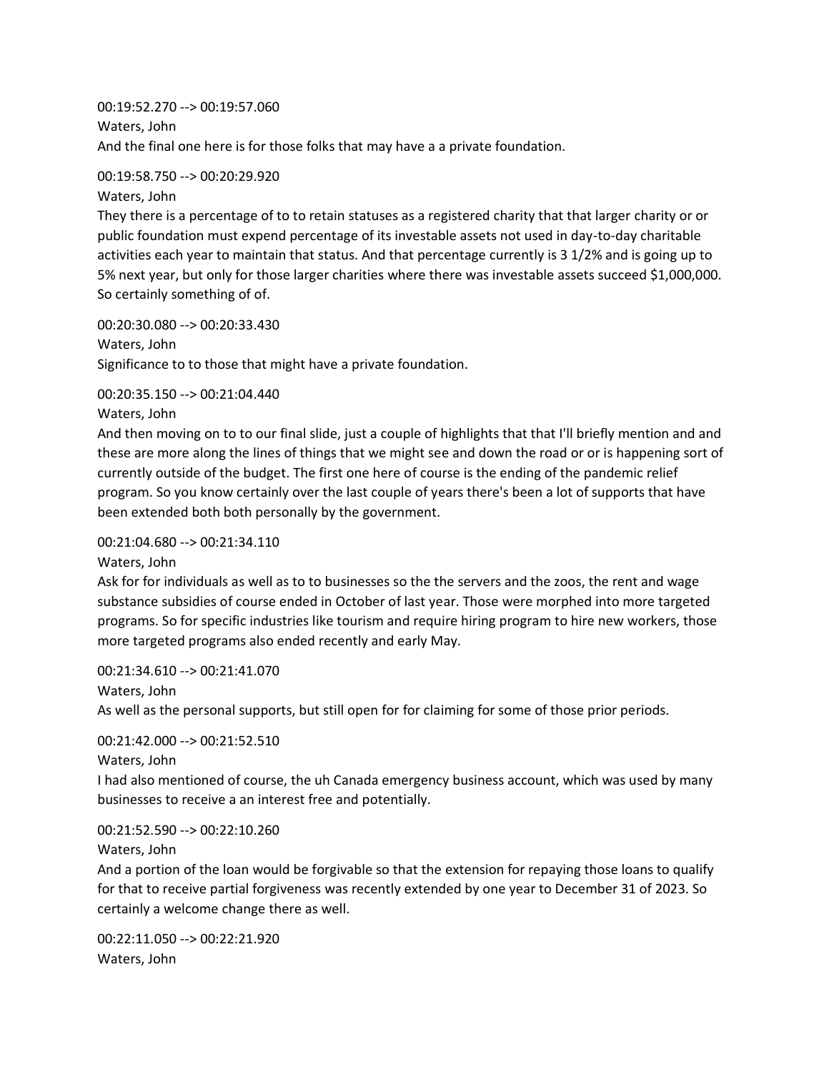00:19:52.270 --> 00:19:57.060
Waters, John
And the final one here is for those folks that may have a a private foundation.

00:19:58.750 --> 00:20:29.920
Waters, John
They there is a percentage of to to retain statuses as a registered charity that that larger charity or or public foundation must expend percentage of its investable assets not used in day-to-day charitable activities each year to maintain that status. And that percentage currently is 3 1/2% and is going up to 5% next year, but only for those larger charities where there was investable assets succeed $1,000,000. So certainly something of of.

00:20:30.080 --> 00:20:33.430
Waters, John
Significance to to those that might have a private foundation.

00:20:35.150 --> 00:21:04.440
Waters, John
And then moving on to to our final slide, just a couple of highlights that that I'll briefly mention and and these are more along the lines of things that we might see and down the road or or is happening sort of currently outside of the budget. The first one here of course is the ending of the pandemic relief program. So you know certainly over the last couple of years there's been a lot of supports that have been extended both both personally by the government.

00:21:04.680 --> 00:21:34.110
Waters, John
Ask for for individuals as well as to to businesses so the the servers and the zoos, the rent and wage substance subsidies of course ended in October of last year. Those were morphed into more targeted programs. So for specific industries like tourism and require hiring program to hire new workers, those more targeted programs also ended recently and early May.

00:21:34.610 --> 00:21:41.070
Waters, John
As well as the personal supports, but still open for for claiming for some of those prior periods.

00:21:42.000 --> 00:21:52.510
Waters, John
I had also mentioned of course, the uh Canada emergency business account, which was used by many businesses to receive a an interest free and potentially.

00:21:52.590 --> 00:22:10.260
Waters, John
And a portion of the loan would be forgivable so that the extension for repaying those loans to qualify for that to receive partial forgiveness was recently extended by one year to December 31 of 2023. So certainly a welcome change there as well.

00:22:11.050 --> 00:22:21.920
Waters, John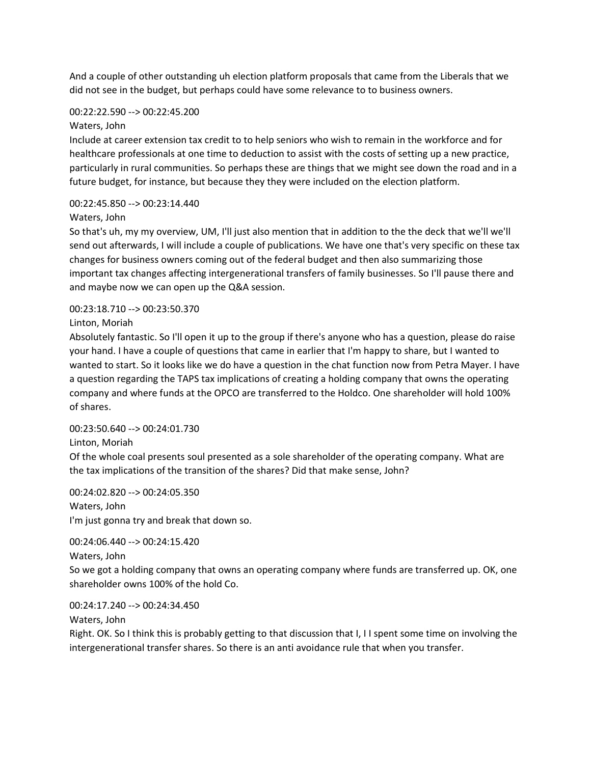And a couple of other outstanding uh election platform proposals that came from the Liberals that we did not see in the budget, but perhaps could have some relevance to to business owners.

00:22:22.590 --> 00:22:45.200
Waters, John
Include at career extension tax credit to to help seniors who wish to remain in the workforce and for healthcare professionals at one time to deduction to assist with the costs of setting up a new practice, particularly in rural communities. So perhaps these are things that we might see down the road and in a future budget, for instance, but because they they were included on the election platform.

00:22:45.850 --> 00:23:14.440
Waters, John
So that's uh, my my overview, UM, I'll just also mention that in addition to the the deck that we'll we'll send out afterwards, I will include a couple of publications. We have one that's very specific on these tax changes for business owners coming out of the federal budget and then also summarizing those important tax changes affecting intergenerational transfers of family businesses. So I'll pause there and and maybe now we can open up the Q&A session.

00:23:18.710 --> 00:23:50.370
Linton, Moriah
Absolutely fantastic. So I'll open it up to the group if there's anyone who has a question, please do raise your hand. I have a couple of questions that came in earlier that I'm happy to share, but I wanted to wanted to start. So it looks like we do have a question in the chat function now from Petra Mayer. I have a question regarding the TAPS tax implications of creating a holding company that owns the operating company and where funds at the OPCO are transferred to the Holdco. One shareholder will hold 100% of shares.

00:23:50.640 --> 00:24:01.730
Linton, Moriah
Of the whole coal presents soul presented as a sole shareholder of the operating company. What are the tax implications of the transition of the shares? Did that make sense, John?

00:24:02.820 --> 00:24:05.350
Waters, John
I'm just gonna try and break that down so.

00:24:06.440 --> 00:24:15.420
Waters, John
So we got a holding company that owns an operating company where funds are transferred up. OK, one shareholder owns 100% of the hold Co.

00:24:17.240 --> 00:24:34.450
Waters, John
Right. OK. So I think this is probably getting to that discussion that I, I I spent some time on involving the intergenerational transfer shares. So there is an anti avoidance rule that when you transfer.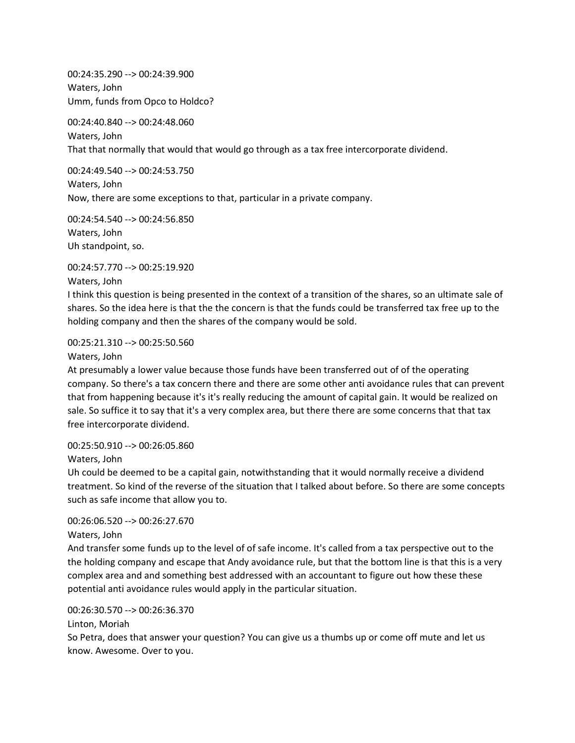00:24:35.290 --> 00:24:39.900
Waters, John
Umm, funds from Opco to Holdco?

00:24:40.840 --> 00:24:48.060
Waters, John
That that normally that would that would go through as a tax free intercorporate dividend.

00:24:49.540 --> 00:24:53.750
Waters, John
Now, there are some exceptions to that, particular in a private company.

00:24:54.540 --> 00:24:56.850
Waters, John
Uh standpoint, so.

00:24:57.770 --> 00:25:19.920
Waters, John
I think this question is being presented in the context of a transition of the shares, so an ultimate sale of shares. So the idea here is that the the concern is that the funds could be transferred tax free up to the holding company and then the shares of the company would be sold.

00:25:21.310 --> 00:25:50.560
Waters, John
At presumably a lower value because those funds have been transferred out of of the operating company. So there's a tax concern there and there are some other anti avoidance rules that can prevent that from happening because it's it's really reducing the amount of capital gain. It would be realized on sale. So suffice it to say that it's a very complex area, but there there are some concerns that that tax free intercorporate dividend.

00:25:50.910 --> 00:26:05.860
Waters, John
Uh could be deemed to be a capital gain, notwithstanding that it would normally receive a dividend treatment. So kind of the reverse of the situation that I talked about before. So there are some concepts such as safe income that allow you to.

00:26:06.520 --> 00:26:27.670
Waters, John
And transfer some funds up to the level of of safe income. It's called from a tax perspective out to the the holding company and escape that Andy avoidance rule, but that the bottom line is that this is a very complex area and and something best addressed with an accountant to figure out how these these potential anti avoidance rules would apply in the particular situation.

00:26:30.570 --> 00:26:36.370
Linton, Moriah
So Petra, does that answer your question? You can give us a thumbs up or come off mute and let us know. Awesome. Over to you.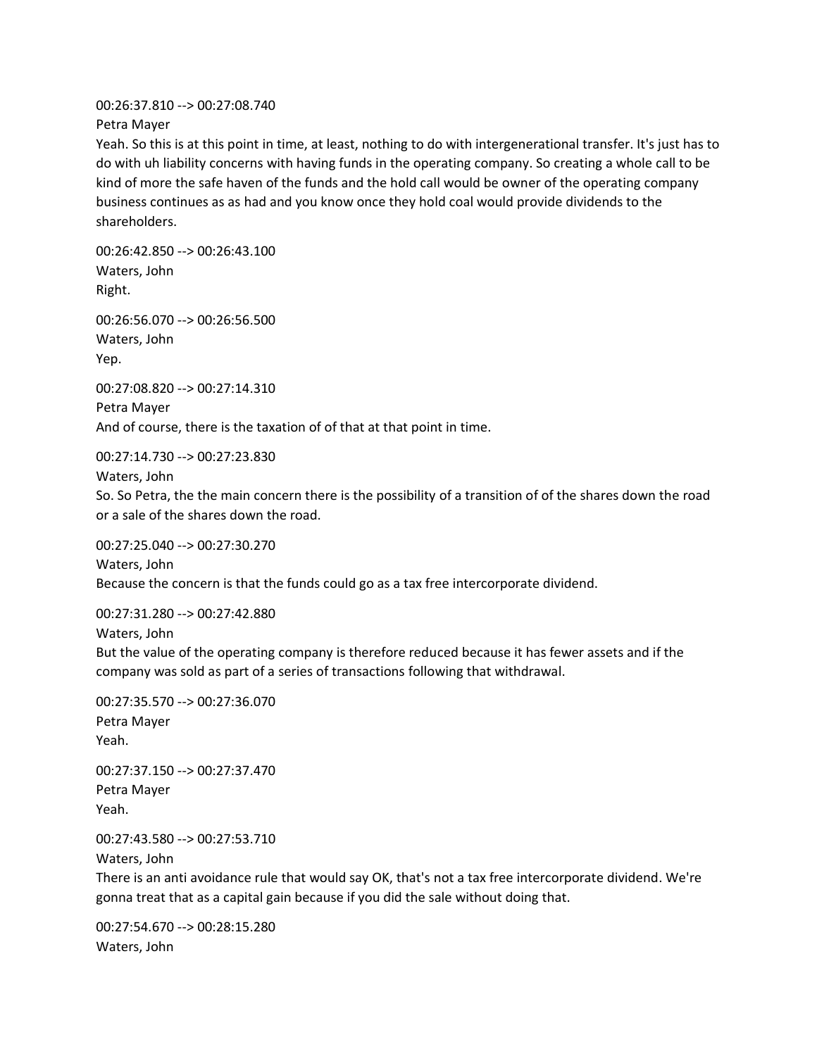00:26:37.810 --> 00:27:08.740
Petra Mayer
Yeah. So this is at this point in time, at least, nothing to do with intergenerational transfer. It's just has to do with uh liability concerns with having funds in the operating company. So creating a whole call to be kind of more the safe haven of the funds and the hold call would be owner of the operating company business continues as as had and you know once they hold coal would provide dividends to the shareholders.

00:26:42.850 --> 00:26:43.100
Waters, John
Right.

00:26:56.070 --> 00:26:56.500
Waters, John
Yep.

00:27:08.820 --> 00:27:14.310
Petra Mayer
And of course, there is the taxation of of that at that point in time.

00:27:14.730 --> 00:27:23.830
Waters, John
So. So Petra, the the main concern there is the possibility of a transition of of the shares down the road or a sale of the shares down the road.

00:27:25.040 --> 00:27:30.270
Waters, John
Because the concern is that the funds could go as a tax free intercorporate dividend.

00:27:31.280 --> 00:27:42.880
Waters, John
But the value of the operating company is therefore reduced because it has fewer assets and if the company was sold as part of a series of transactions following that withdrawal.

00:27:35.570 --> 00:27:36.070
Petra Mayer
Yeah.

00:27:37.150 --> 00:27:37.470
Petra Mayer
Yeah.

00:27:43.580 --> 00:27:53.710
Waters, John
There is an anti avoidance rule that would say OK, that's not a tax free intercorporate dividend. We're gonna treat that as a capital gain because if you did the sale without doing that.

00:27:54.670 --> 00:28:15.280
Waters, John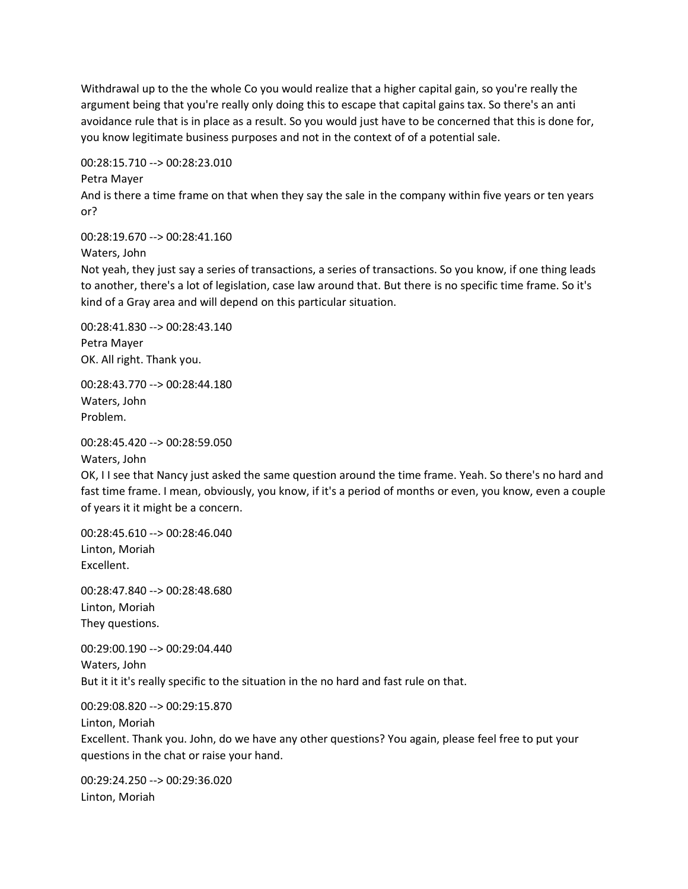Withdrawal up to the the whole Co you would realize that a higher capital gain, so you're really the argument being that you're really only doing this to escape that capital gains tax. So there's an anti avoidance rule that is in place as a result. So you would just have to be concerned that this is done for, you know legitimate business purposes and not in the context of of a potential sale.

00:28:15.710 --> 00:28:23.010
Petra Mayer
And is there a time frame on that when they say the sale in the company within five years or ten years or?

00:28:19.670 --> 00:28:41.160
Waters, John
Not yeah, they just say a series of transactions, a series of transactions. So you know, if one thing leads to another, there's a lot of legislation, case law around that. But there is no specific time frame. So it's kind of a Gray area and will depend on this particular situation.

00:28:41.830 --> 00:28:43.140
Petra Mayer
OK. All right. Thank you.

00:28:43.770 --> 00:28:44.180
Waters, John
Problem.

00:28:45.420 --> 00:28:59.050
Waters, John
OK, I I see that Nancy just asked the same question around the time frame. Yeah. So there's no hard and fast time frame. I mean, obviously, you know, if it's a period of months or even, you know, even a couple of years it it might be a concern.

00:28:45.610 --> 00:28:46.040
Linton, Moriah
Excellent.

00:28:47.840 --> 00:28:48.680
Linton, Moriah
They questions.

00:29:00.190 --> 00:29:04.440
Waters, John
But it it it's really specific to the situation in the no hard and fast rule on that.

00:29:08.820 --> 00:29:15.870
Linton, Moriah
Excellent. Thank you. John, do we have any other questions? You again, please feel free to put your questions in the chat or raise your hand.

00:29:24.250 --> 00:29:36.020
Linton, Moriah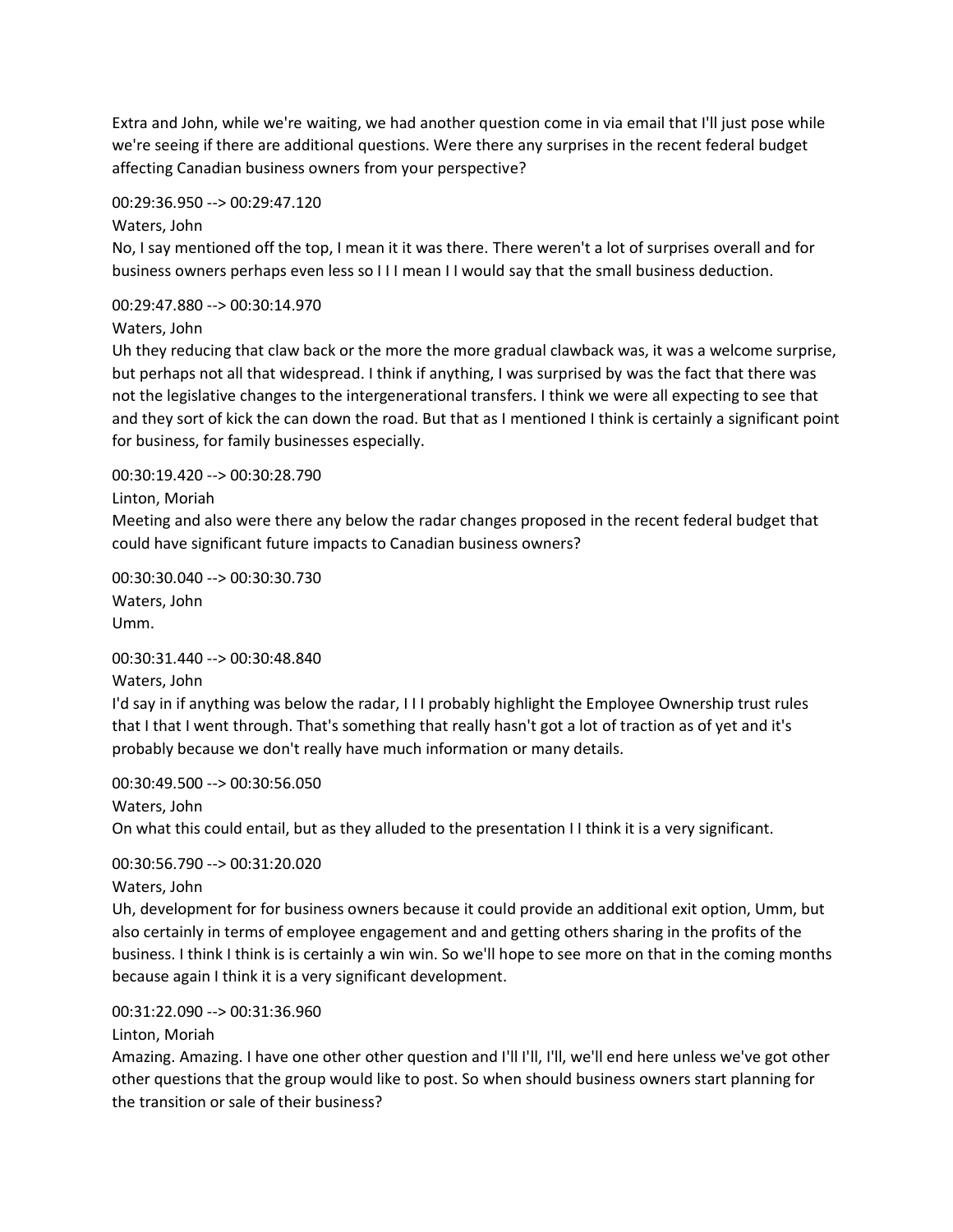Extra and John, while we're waiting, we had another question come in via email that I'll just pose while we're seeing if there are additional questions. Were there any surprises in the recent federal budget affecting Canadian business owners from your perspective?

00:29:36.950 --> 00:29:47.120

Waters, John

No, I say mentioned off the top, I mean it it was there. There weren't a lot of surprises overall and for business owners perhaps even less so I I I mean I I would say that the small business deduction.

00:29:47.880 --> 00:30:14.970

Waters, John

Uh they reducing that claw back or the more the more gradual clawback was, it was a welcome surprise, but perhaps not all that widespread. I think if anything, I was surprised by was the fact that there was not the legislative changes to the intergenerational transfers. I think we were all expecting to see that and they sort of kick the can down the road. But that as I mentioned I think is certainly a significant point for business, for family businesses especially.

00:30:19.420 --> 00:30:28.790

Linton, Moriah

Meeting and also were there any below the radar changes proposed in the recent federal budget that could have significant future impacts to Canadian business owners?

00:30:30.040 --> 00:30:30.730

Waters, John

Umm.

00:30:31.440 --> 00:30:48.840

Waters, John

I'd say in if anything was below the radar, I I I probably highlight the Employee Ownership trust rules that I that I went through. That's something that really hasn't got a lot of traction as of yet and it's probably because we don't really have much information or many details.

00:30:49.500 --> 00:30:56.050

Waters, John

On what this could entail, but as they alluded to the presentation I I think it is a very significant.

00:30:56.790 --> 00:31:20.020

Waters, John

Uh, development for for business owners because it could provide an additional exit option, Umm, but also certainly in terms of employee engagement and and getting others sharing in the profits of the business. I think I think is is certainly a win win. So we'll hope to see more on that in the coming months because again I think it is a very significant development.

00:31:22.090 --> 00:31:36.960

Linton, Moriah

Amazing. Amazing. I have one other other question and I'll I'll, I'll, we'll end here unless we've got other other questions that the group would like to post. So when should business owners start planning for the transition or sale of their business?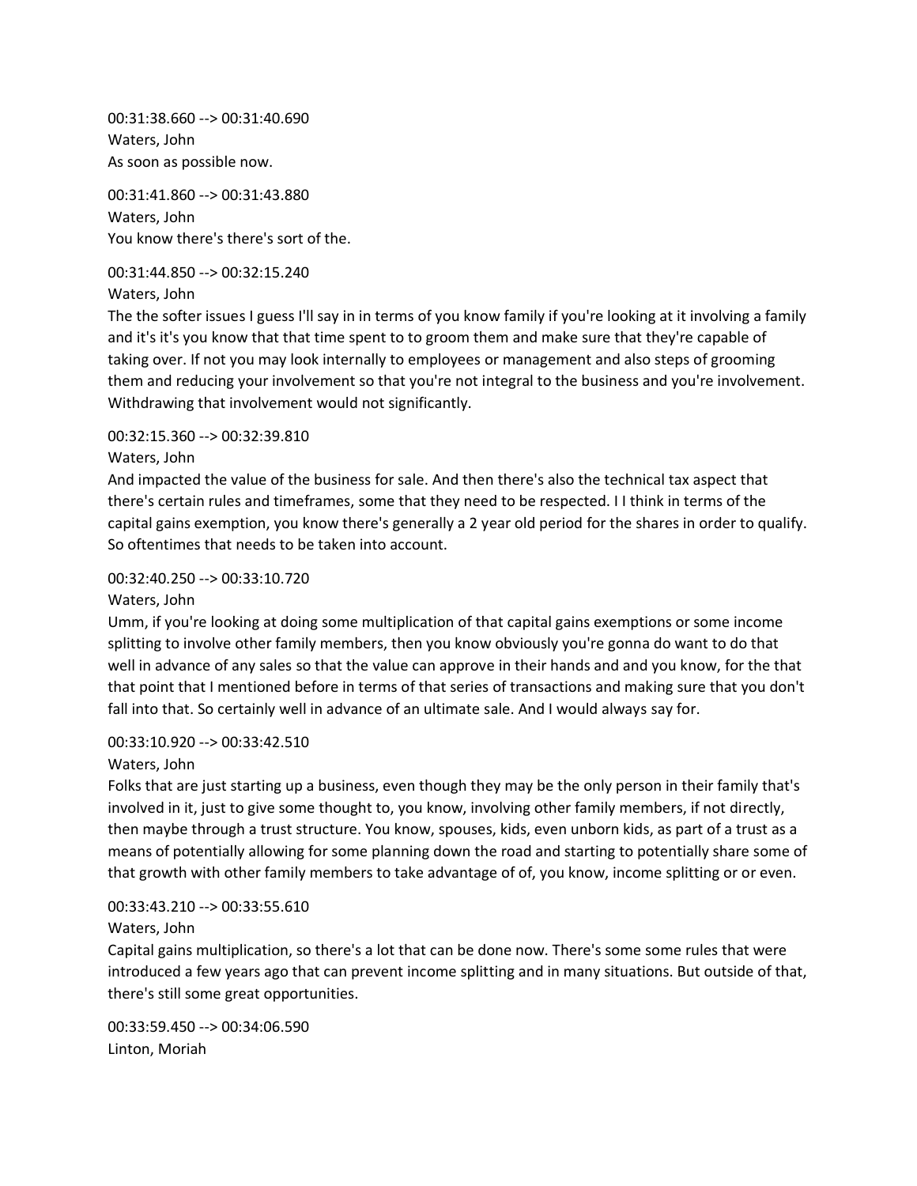00:31:38.660 --> 00:31:40.690
Waters, John
As soon as possible now.

00:31:41.860 --> 00:31:43.880
Waters, John
You know there's there's sort of the.

00:31:44.850 --> 00:32:15.240
Waters, John
The the softer issues I guess I'll say in in terms of you know family if you're looking at it involving a family and it's it's you know that that time spent to to groom them and make sure that they're capable of taking over. If not you may look internally to employees or management and also steps of grooming them and reducing your involvement so that you're not integral to the business and you're involvement. Withdrawing that involvement would not significantly.

00:32:15.360 --> 00:32:39.810
Waters, John
And impacted the value of the business for sale. And then there's also the technical tax aspect that there's certain rules and timeframes, some that they need to be respected. I I think in terms of the capital gains exemption, you know there's generally a 2 year old period for the shares in order to qualify. So oftentimes that needs to be taken into account.

00:32:40.250 --> 00:33:10.720
Waters, John
Umm, if you're looking at doing some multiplication of that capital gains exemptions or some income splitting to involve other family members, then you know obviously you're gonna do want to do that well in advance of any sales so that the value can approve in their hands and and you know, for the that that point that I mentioned before in terms of that series of transactions and making sure that you don't fall into that. So certainly well in advance of an ultimate sale. And I would always say for.

00:33:10.920 --> 00:33:42.510
Waters, John
Folks that are just starting up a business, even though they may be the only person in their family that's involved in it, just to give some thought to, you know, involving other family members, if not directly, then maybe through a trust structure. You know, spouses, kids, even unborn kids, as part of a trust as a means of potentially allowing for some planning down the road and starting to potentially share some of that growth with other family members to take advantage of of, you know, income splitting or or even.

00:33:43.210 --> 00:33:55.610
Waters, John
Capital gains multiplication, so there's a lot that can be done now. There's some some rules that were introduced a few years ago that can prevent income splitting and in many situations. But outside of that, there's still some great opportunities.

00:33:59.450 --> 00:34:06.590
Linton, Moriah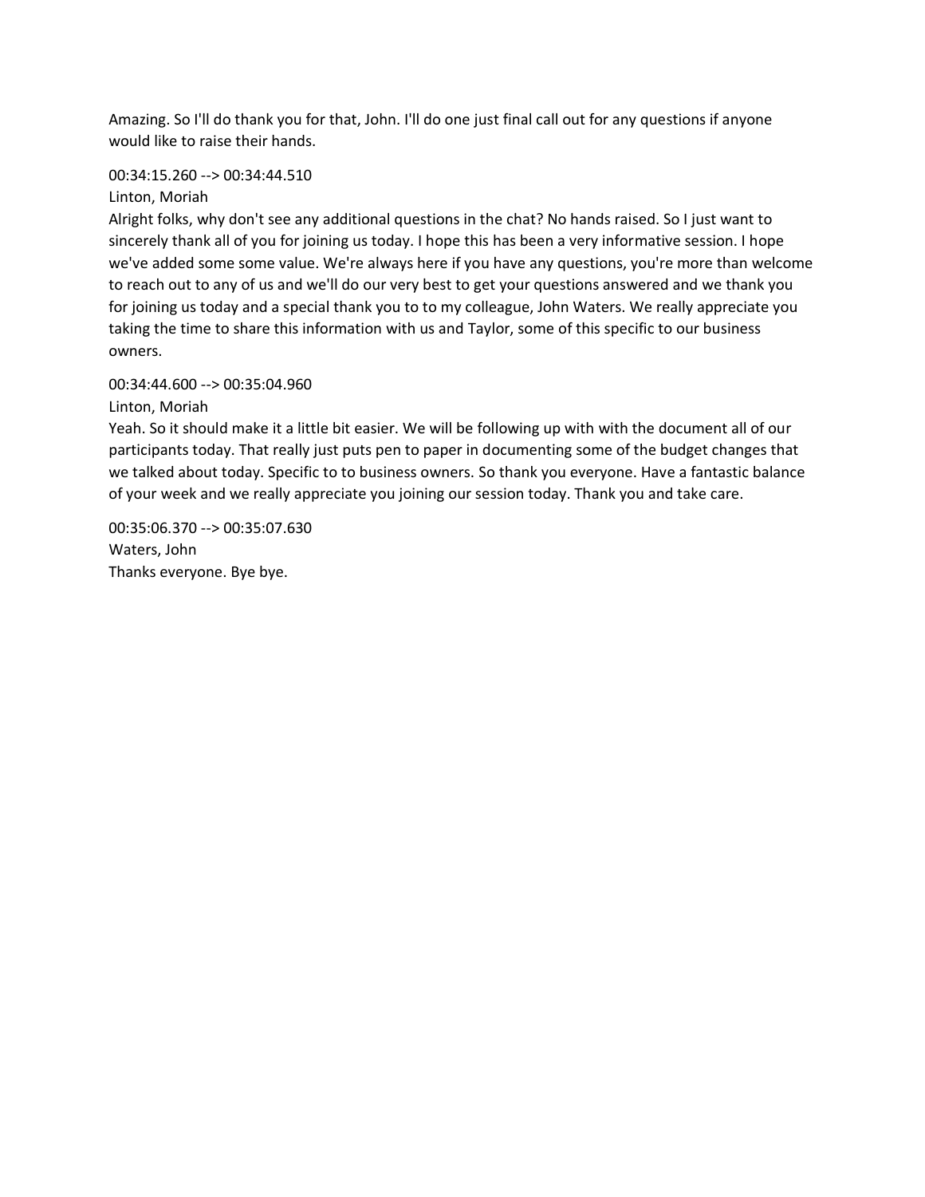Amazing. So I'll do thank you for that, John. I'll do one just final call out for any questions if anyone would like to raise their hands.

00:34:15.260 --> 00:34:44.510
Linton, Moriah
Alright folks, why don't see any additional questions in the chat? No hands raised. So I just want to sincerely thank all of you for joining us today. I hope this has been a very informative session. I hope we've added some some value. We're always here if you have any questions, you're more than welcome to reach out to any of us and we'll do our very best to get your questions answered and we thank you for joining us today and a special thank you to to my colleague, John Waters. We really appreciate you taking the time to share this information with us and Taylor, some of this specific to our business owners.

00:34:44.600 --> 00:35:04.960
Linton, Moriah
Yeah. So it should make it a little bit easier. We will be following up with with the document all of our participants today. That really just puts pen to paper in documenting some of the budget changes that we talked about today. Specific to to business owners. So thank you everyone. Have a fantastic balance of your week and we really appreciate you joining our session today. Thank you and take care.

00:35:06.370 --> 00:35:07.630
Waters, John
Thanks everyone. Bye bye.